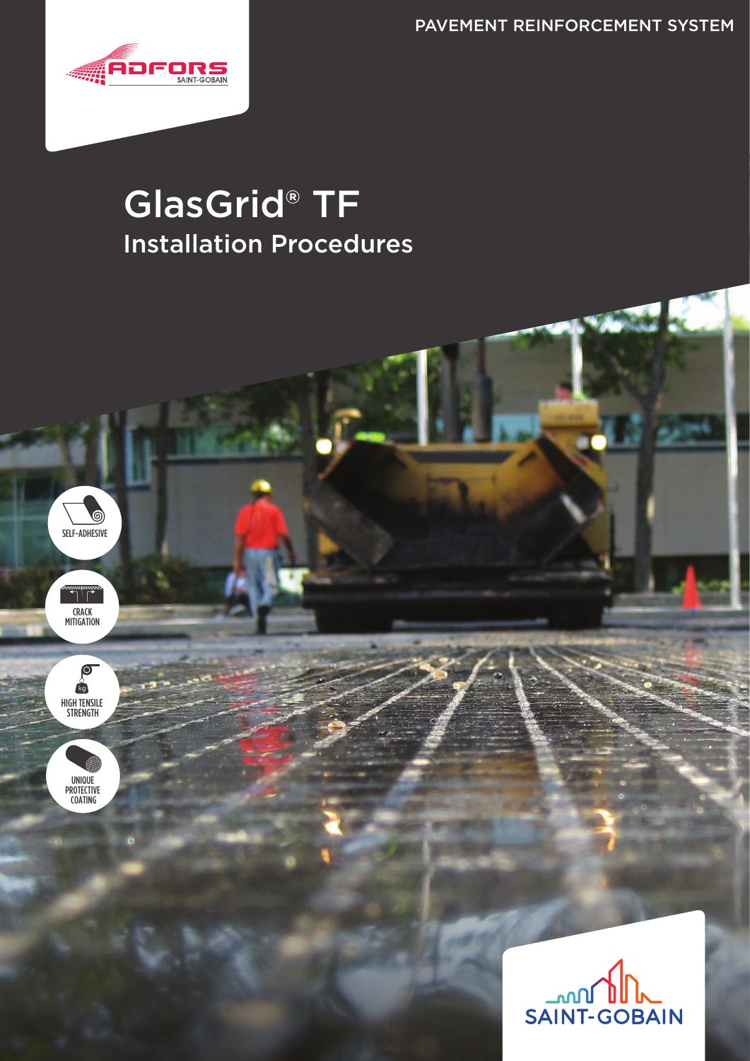PAVEMENT REINFORCEMENT SYSTEM

ADFORS SAINT-GOBAIN

# GlasGrid® TF

## Installation Procedures

SELF-ADHESIVE

CRACK MITIGATION

HIGH TENSILE STRENGTH

UNIQUE PROTECTIVE COATING

SAINT-GOBAIN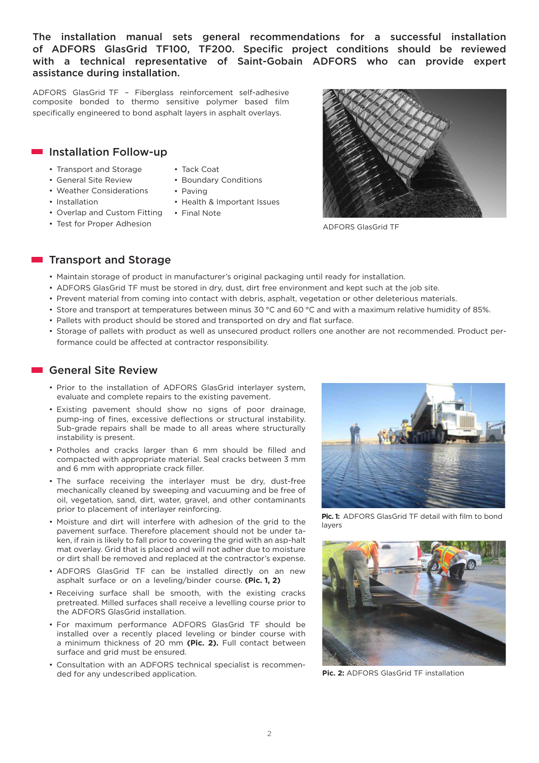**The installation manual sets general recommendations for a successful installation of ADFORS GlasGrid TF100, TF200. Specific project conditions should be reviewed with a technical representative of Saint-Gobain ADFORS who can provide expert assistance during installation.**

ADFORS GlasGrid TF – Fiberglass reinforcement self-adhesive composite bonded to thermo sensitive polymer based film specifically engineered to bond asphalt layers in asphalt overlays.

ADFORS GlasGrid TF

## Installation Follow-up

- Transport and Storage
- General Site Review
- Weather Considerations
- Installation
- Overlap and Custom Fitting
- Test for Proper Adhesion
- Tack Coat
- Boundary Conditions
- Paving
- Health & Important Issues
- Final Note

## Transport and Storage

- Maintain storage of product in manufacturer's original packaging until ready for installation.
- ADFORS GlasGrid TF must be stored in dry, dust, dirt free environment and kept such at the job site.
- Prevent material from coming into contact with debris, asphalt, vegetation or other deleterious materials.
- Store and transport at temperatures between minus 30 °C and 60 °C and with a maximum relative humidity of 85%.
- Pallets with product should be stored and transported on dry and flat surface.
- Storage of pallets with product as well as unsecured product rollers one another are not recommended. Product performance could be affected at contractor responsibility.

## General Site Review

- Prior to the installation of ADFORS GlasGrid interlayer system, evaluate and complete repairs to the existing pavement.
- Existing pavement should show no signs of poor drainage, pump-ing of fines, excessive deflections or structural instability. Sub-grade repairs shall be made to all areas where structurally instability is present.
- Potholes and cracks larger than 6 mm should be filled and compacted with appropriate material. Seal cracks between 3 mm and 6 mm with appropriate crack filler.
- The surface receiving the interlayer must be dry, dust-free mechanically cleaned by sweeping and vacuuming and be free of oil, vegetation, sand, dirt, water, gravel, and other contaminants prior to placement of interlayer reinforcing.
- Moisture and dirt will interfere with adhesion of the grid to the pavement surface. Therefore placement should not be under ta-ken, if rain is likely to fall prior to covering the grid with an asp-halt mat overlay. Grid that is placed and will not adher due to moisture or dirt shall be removed and replaced at the contractor's expense.
- ADFORS GlasGrid TF can be installed directly on an new asphalt surface or on a leveling/binder course. **(Pic. 1, 2)**
- Receiving surface shall be smooth, with the existing cracks pretreated. Milled surfaces shall receive a levelling course prior to the ADFORS GlasGrid installation.
- For maximum performance ADFORS GlasGrid TF should be installed over a recently placed leveling or binder course with a minimum thickness of 20 mm **(Pic. 2).** Full contact between surface and grid must be ensured.
- Consultation with an ADFORS technical specialist is recommen-ded for any undescribed application.

**Pic. 1:** ADFORS GlasGrid TF detail with film to bond layers

**Pic. 2:** ADFORS GlasGrid TF installation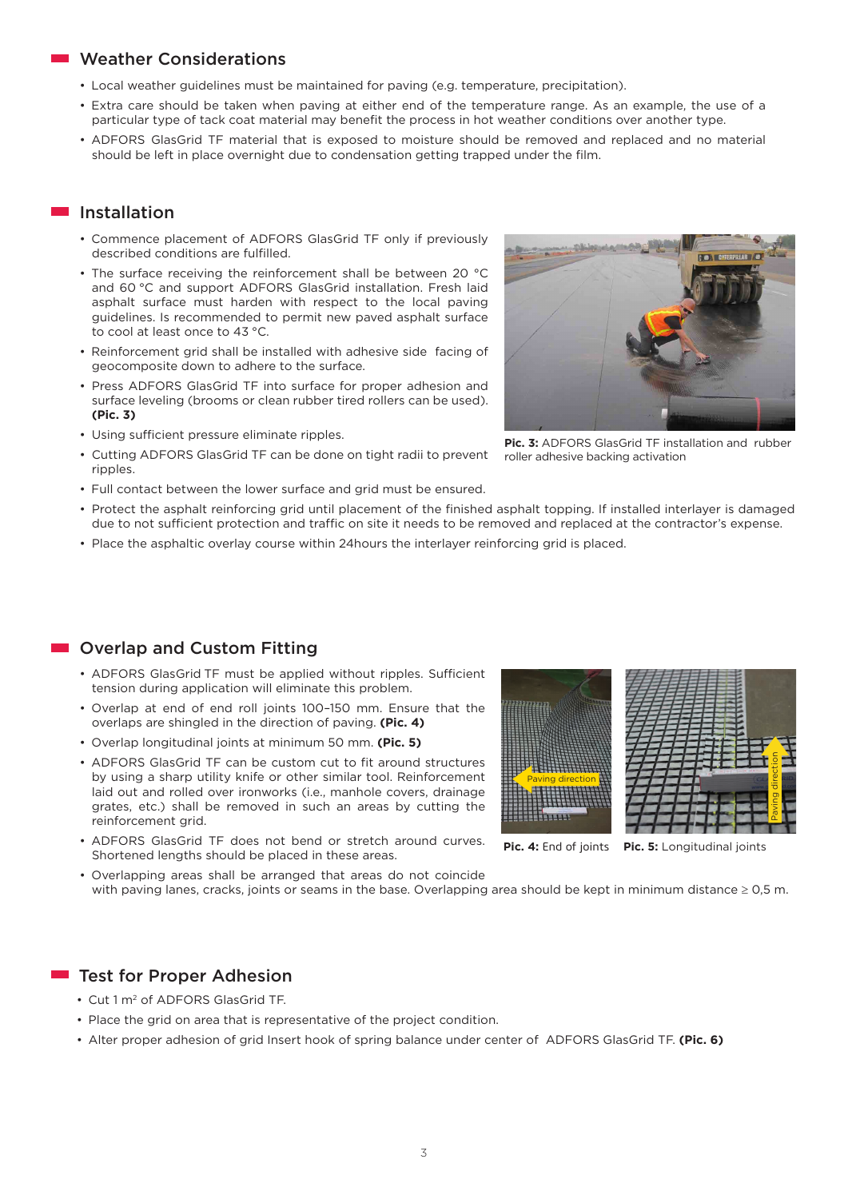## Weather Considerations

- Local weather guidelines must be maintained for paving (e.g. temperature, precipitation).
- Extra care should be taken when paving at either end of the temperature range. As an example, the use of a particular type of tack coat material may benefit the process in hot weather conditions over another type.
- ADFORS GlasGrid TF material that is exposed to moisture should be removed and replaced and no material should be left in place overnight due to condensation getting trapped under the film.

## Installation

- Commence placement of ADFORS GlasGrid TF only if previously described conditions are fulfilled.
- The surface receiving the reinforcement shall be between 20 °C and 60 °C and support ADFORS GlasGrid installation. Fresh laid asphalt surface must harden with respect to the local paving guidelines. Is recommended to permit new paved asphalt surface to cool at least once to 43 °C.
- Reinforcement grid shall be installed with adhesive side facing of geocomposite down to adhere to the surface.
- Press ADFORS GlasGrid TF into surface for proper adhesion and surface leveling (brooms or clean rubber tired rollers can be used). **(Pic. 3)**
- Using sufficient pressure eliminate ripples.
- Cutting ADFORS GlasGrid TF can be done on tight radii to prevent ripples.
- Full contact between the lower surface and grid must be ensured.
- Protect the asphalt reinforcing grid until placement of the finished asphalt topping. If installed interlayer is damaged due to not sufficient protection and traffic on site it needs to be removed and replaced at the contractor's expense.
- Place the asphaltic overlay course within 24hours the interlayer reinforcing grid is placed.

**Pic. 3:** ADFORS GlasGrid TF installation and rubber roller adhesive backing activation

## Overlap and Custom Fitting

- ADFORS GlasGrid TF must be applied without ripples. Sufficient tension during application will eliminate this problem.
- Overlap at end of end roll joints 100–150 mm. Ensure that the overlaps are shingled in the direction of paving. **(Pic. 4)**
- Overlap longitudinal joints at minimum 50 mm. **(Pic. 5)**
- ADFORS GlasGrid TF can be custom cut to fit around structures by using a sharp utility knife or other similar tool. Reinforcement laid out and rolled over ironworks (i.e., manhole covers, drainage grates, etc.) shall be removed in such an areas by cutting the reinforcement grid.
- ADFORS GlasGrid TF does not bend or stretch around curves. Shortened lengths should be placed in these areas.
- Overlapping areas shall be arranged that areas do not coincide with paving lanes, cracks, joints or seams in the base. Overlapping area should be kept in minimum distance ≥ 0,5 m.

**Pic. 4:** End of joints **Pic. 5:** Longitudinal joints

## Test for Proper Adhesion

- Cut 1 m² of ADFORS GlasGrid TF.
- Place the grid on area that is representative of the project condition.
- Alter proper adhesion of grid Insert hook of spring balance under center of ADFORS GlasGrid TF. **(Pic. 6)**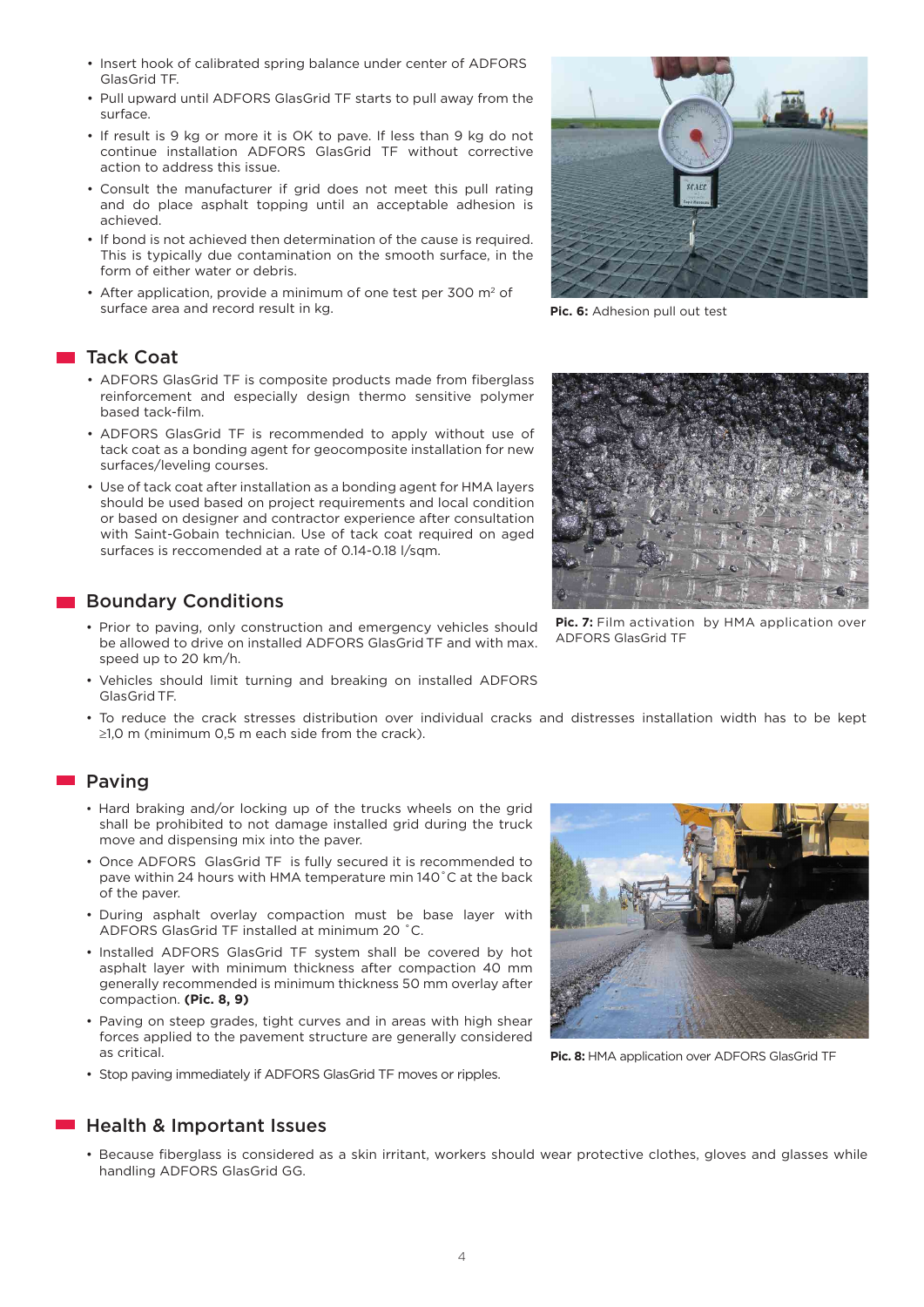- Insert hook of calibrated spring balance under center of ADFORS GlasGrid TF.
- Pull upward until ADFORS GlasGrid TF starts to pull away from the surface.
- If result is 9 kg or more it is OK to pave. If less than 9 kg do not continue installation ADFORS GlasGrid TF without corrective action to address this issue.
- Consult the manufacturer if grid does not meet this pull rating and do place asphalt topping until an acceptable adhesion is achieved.
- If bond is not achieved then determination of the cause is required. This is typically due contamination on the smooth surface, in the form of either water or debris.
- After application, provide a minimum of one test per 300 m² of surface area and record result in kg.

**Pic. 6:** Adhesion pull out test

## Tack Coat

- ADFORS GlasGrid TF is composite products made from fiberglass reinforcement and especially design thermo sensitive polymer based tack-film.
- ADFORS GlasGrid TF is recommended to apply without use of tack coat as a bonding agent for geocomposite installation for new surfaces/leveling courses.
- Use of tack coat after installation as a bonding agent for HMA layers should be used based on project requirements and local condition or based on designer and contractor experience after consultation with Saint-Gobain technician. Use of tack coat required on aged surfaces is reccomended at a rate of 0.14-0.18 l/sqm.

**Pic. 7:** Film activation by HMA application over ADFORS GlasGrid TF

## Boundary Conditions

- Prior to paving, only construction and emergency vehicles should be allowed to drive on installed ADFORS GlasGrid TF and with max. speed up to 20 km/h.
- Vehicles should limit turning and breaking on installed ADFORS GlasGrid TF.
- To reduce the crack stresses distribution over individual cracks and distresses installation width has to be kept ≥1,0 m (minimum 0,5 m each side from the crack).

## Paving

- Hard braking and/or locking up of the trucks wheels on the grid shall be prohibited to not damage installed grid during the truck move and dispensing mix into the paver.
- Once ADFORS GlasGrid TF is fully secured it is recommended to pave within 24 hours with HMA temperature min 140˚C at the back of the paver.
- During asphalt overlay compaction must be base layer with ADFORS GlasGrid TF installed at minimum 20 ˚C.
- Installed ADFORS GlasGrid TF system shall be covered by hot asphalt layer with minimum thickness after compaction 40 mm generally recommended is minimum thickness 50 mm overlay after compaction. **(Pic. 8, 9)**
- Paving on steep grades, tight curves and in areas with high shear forces applied to the pavement structure are generally considered as critical.
- Stop paving immediately if ADFORS GlasGrid TF moves or ripples.

**Pic. 8:** HMA application over ADFORS GlasGrid TF

## Health & Important Issues

- Because fiberglass is considered as a skin irritant, workers should wear protective clothes, gloves and glasses while handling ADFORS GlasGrid GG.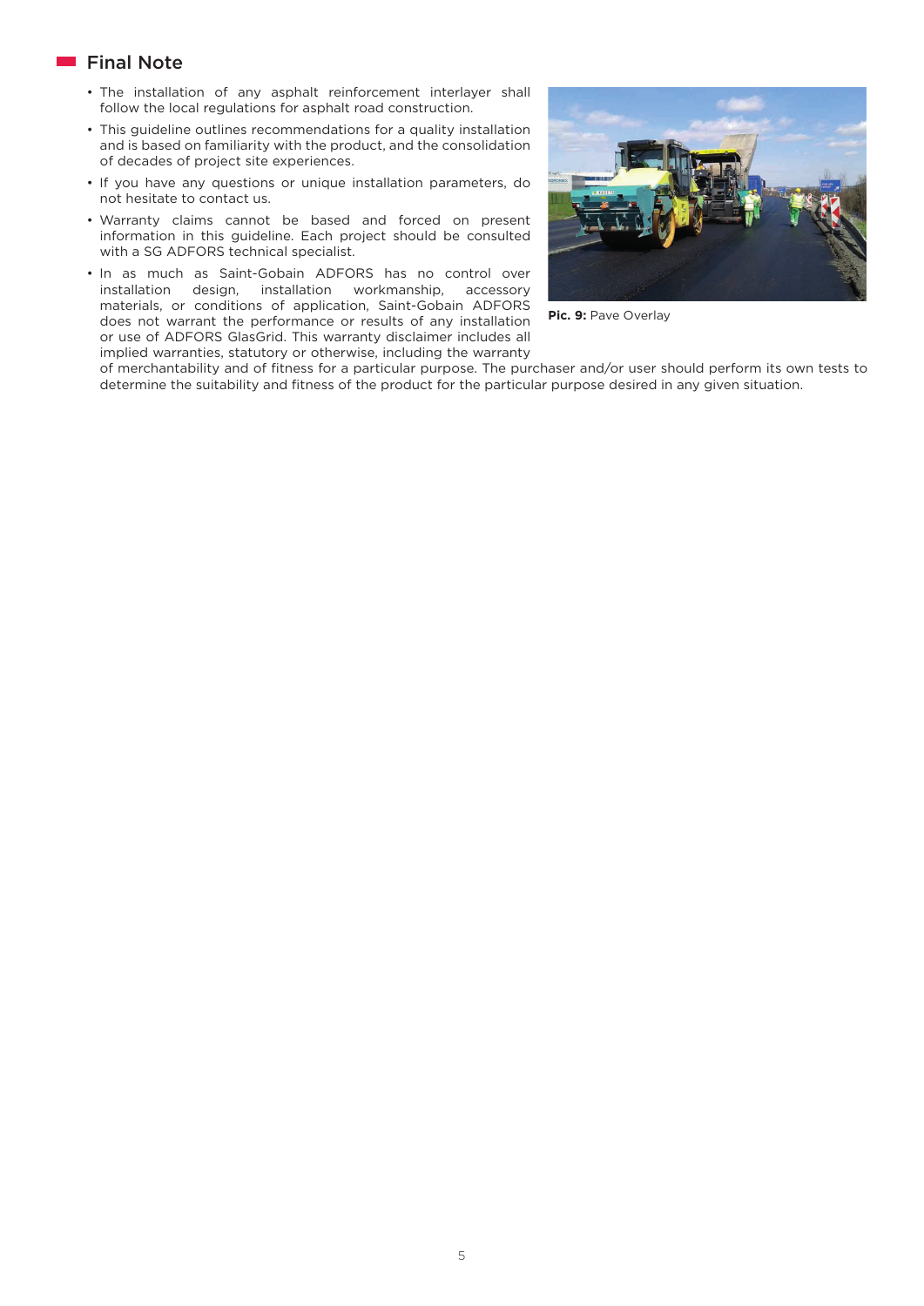## Final Note

- The installation of any asphalt reinforcement interlayer shall follow the local regulations for asphalt road construction.
- This guideline outlines recommendations for a quality installation and is based on familiarity with the product, and the consolidation of decades of project site experiences.
- If you have any questions or unique installation parameters, do not hesitate to contact us.
- Warranty claims cannot be based and forced on present information in this guideline. Each project should be consulted with a SG ADFORS technical specialist.
- In as much as Saint-Gobain ADFORS has no control over installation design, installation workmanship, accessory materials, or conditions of application, Saint-Gobain ADFORS does not warrant the performance or results of any installation or use of ADFORS GlasGrid. This warranty disclaimer includes all implied warranties, statutory or otherwise, including the warranty of merchantability and of fitness for a particular purpose. The purchaser and/or user should perform its own tests to determine the suitability and fitness of the product for the particular purpose desired in any given situation.

**Pic. 9:** Pave Overlay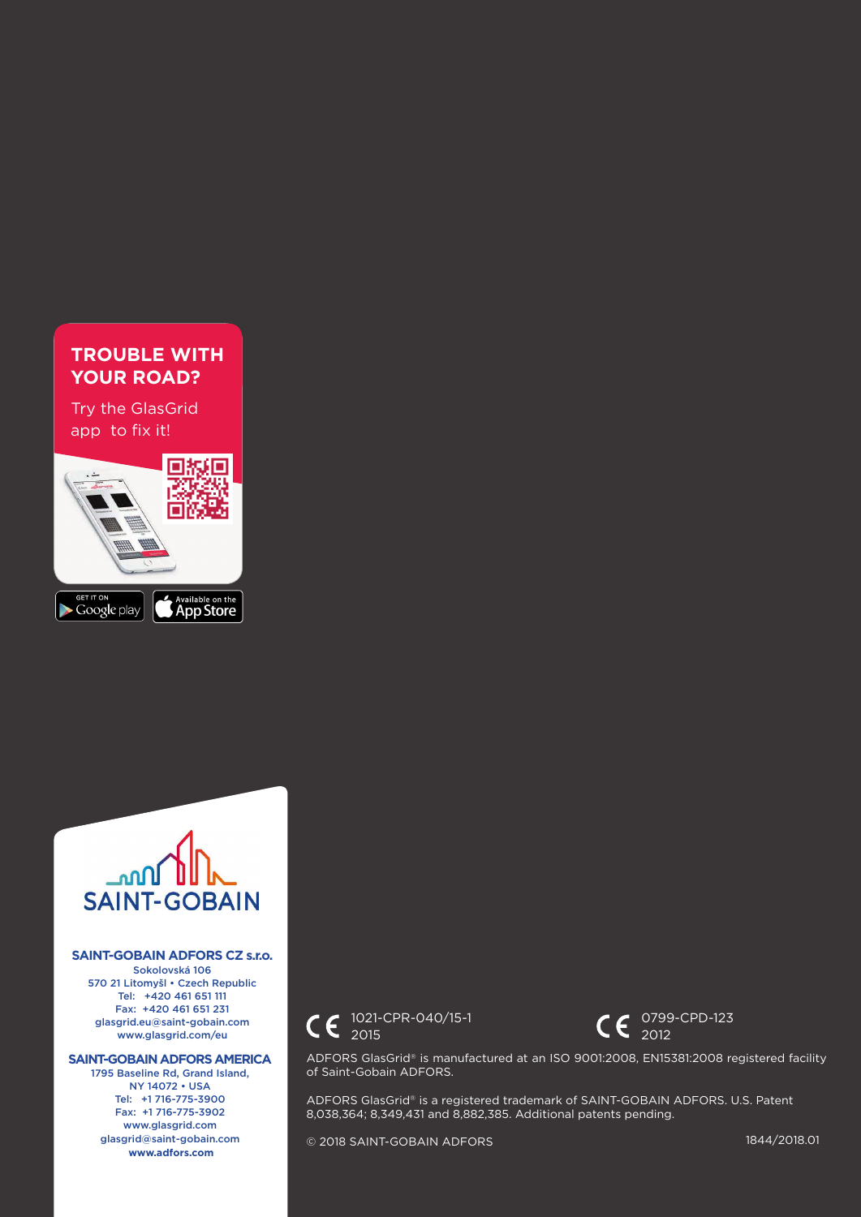## TROUBLE WITH YOUR ROAD?

Try the GlasGrid app to fix it!

GET IT ON Google play

Available on the App Store

SAINT-GOBAIN

**SAINT-GOBAIN ADFORS CZ s.r.o.**
Sokolovská 106
570 21 Litomyšl • Czech Republic
Tel: +420 461 651 111
Fax: +420 461 651 231
glasgrid.eu@saint-gobain.com
www.glasgrid.com/eu

**SAINT-GOBAIN ADFORS AMERICA**
1795 Baseline Rd, Grand Island,
NY 14072 • USA
Tel: +1 716-775-3900
Fax: +1 716-775-3902
www.glasgrid.com
glasgrid@saint-gobain.com
**www.adfors.com**

CE 1021-CPR-040/15-1
2015

CE 0799-CPD-123
2012

ADFORS GlasGrid® is manufactured at an ISO 9001:2008, EN15381:2008 registered facility of Saint-Gobain ADFORS.

ADFORS GlasGrid® is a registered trademark of SAINT-GOBAIN ADFORS. U.S. Patent 8,038,364; 8,349,431 and 8,882,385. Additional patents pending.

© 2018 SAINT-GOBAIN ADFORS

1844/2018.01